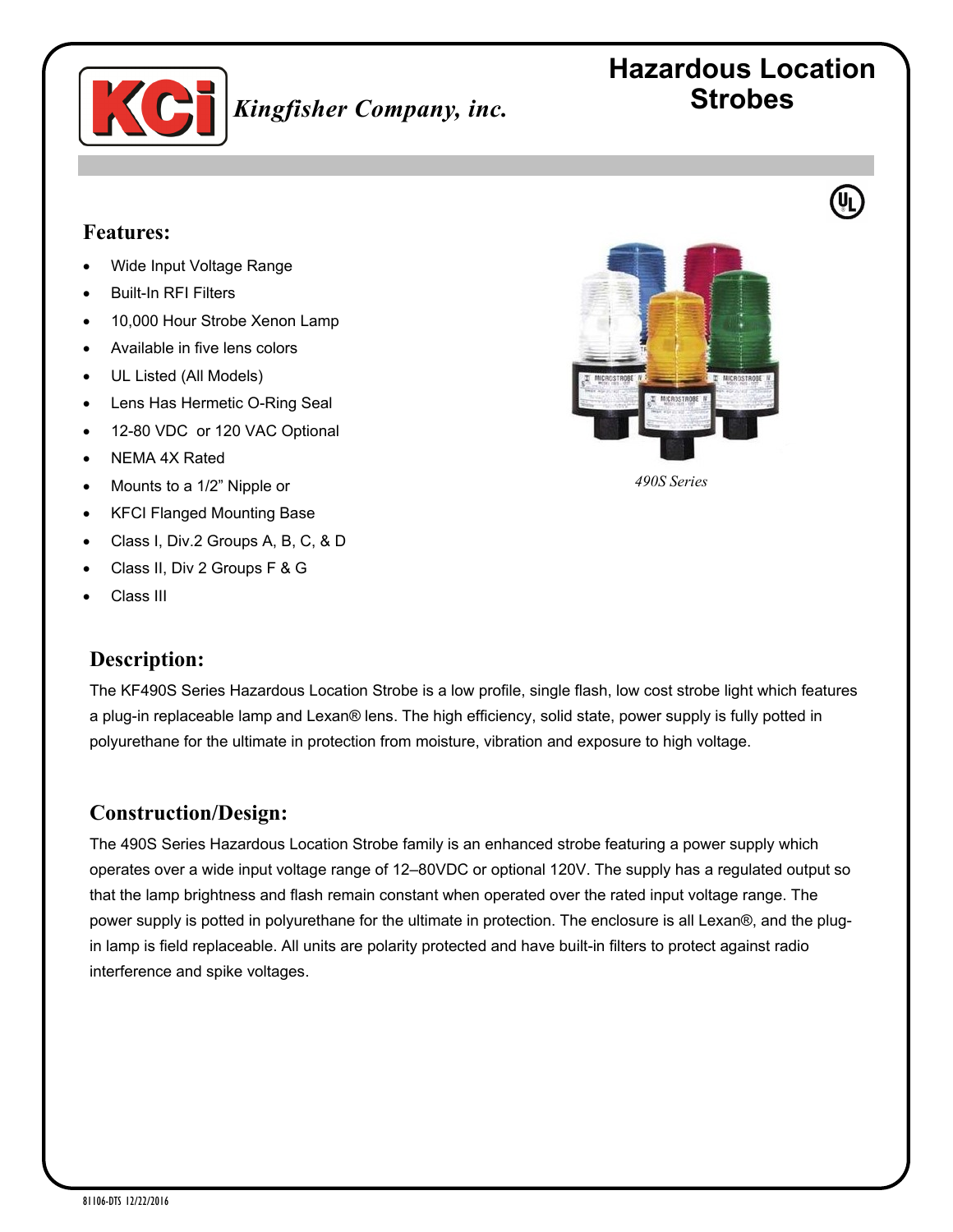Kingfisher Company, inc.

# Hazardous Location Strobes

## Features:

- Wide Input Voltage Range
- Built-In RFI Filters
- 10,000 Hour Strobe Xenon Lamp
- Available in five lens colors
- UL Listed (All Models)
- Lens Has Hermetic O-Ring Seal
- 12-80 VDC or 120 VAC Optional
- NEMA 4X Rated
- Mounts to a 1/2" Nipple or
- KFCI Flanged Mounting Base
- Class I, Div.2 Groups A, B, C, & D
- Class II, Div 2 Groups F & G
- Class III

*490S Series*

## Description:

The KF490S Series Hazardous Location Strobe is a low profile, single flash, low cost strobe light which features a plug-in replaceable lamp and Lexan® lens. The high efficiency, solid state, power supply is fully potted in polyurethane for the ultimate in protection from moisture, vibration and exposure to high voltage.

## Construction/Design:

The 490S Series Hazardous Location Strobe family is an enhanced strobe featuring a power supply which operates over a wide input voltage range of 12–80VDC or optional 120V. The supply has a regulated output so that the lamp brightness and flash remain constant when operated over the rated input voltage range. The power supply is potted in polyurethane for the ultimate in protection. The enclosure is all Lexan®, and the plug-in lamp is field replaceable. All units are polarity protected and have built-in filters to protect against radio interference and spike voltages.

81106-DTS 12/22/2016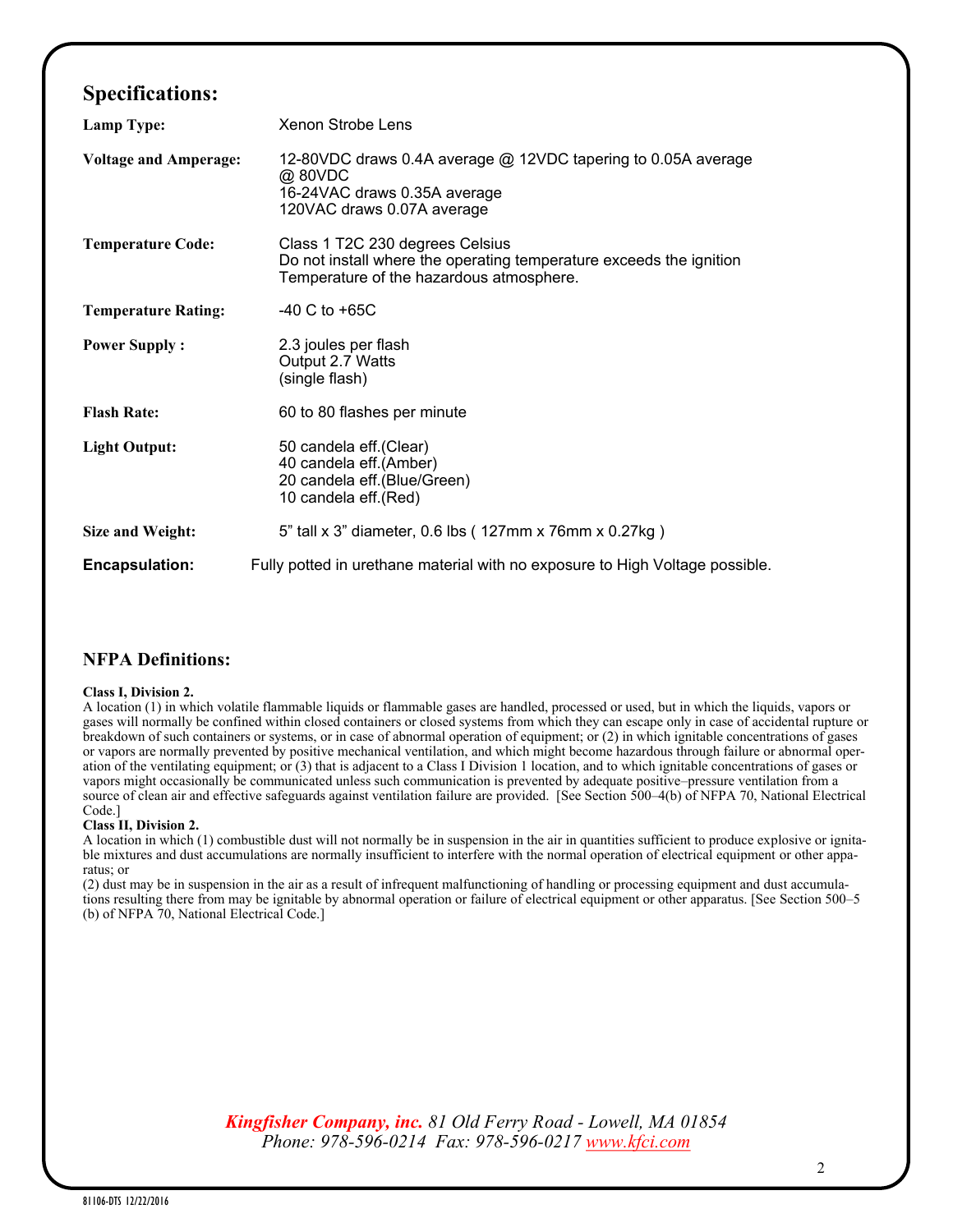## Specifications:

| | |
|---|---|
| **Lamp Type:** | Xenon Strobe Lens |
| **Voltage and Amperage:** | 12-80VDC draws 0.4A average @ 12VDC tapering to 0.05A average @ 80VDC<br>16-24VAC draws 0.35A average<br>120VAC draws 0.07A average |
| **Temperature Code:** | Class 1 T2C 230 degrees Celsius<br>Do not install where the operating temperature exceeds the ignition Temperature of the hazardous atmosphere. |
| **Temperature Rating:** | -40 C to +65C |
| **Power Supply :** | 2.3 joules per flash<br>Output 2.7 Watts<br>(single flash) |
| **Flash Rate:** | 60 to 80 flashes per minute |
| **Light Output:** | 50 candela eff.(Clear)<br>40 candela eff.(Amber)<br>20 candela eff.(Blue/Green)<br>10 candela eff.(Red) |
| **Size and Weight:** | 5" tall x 3" diameter, 0.6 lbs ( 127mm x 76mm x 0.27kg ) |
| **Encapsulation:** | Fully potted in urethane material with no exposure to High Voltage possible. |

## NFPA Definitions:

**Class I, Division 2.**
A location (1) in which volatile flammable liquids or flammable gases are handled, processed or used, but in which the liquids, vapors or gases will normally be confined within closed containers or closed systems from which they can escape only in case of accidental rupture or breakdown of such containers or systems, or in case of abnormal operation of equipment; or (2) in which ignitable concentrations of gases or vapors are normally prevented by positive mechanical ventilation, and which might become hazardous through failure or abnormal operation of the ventilating equipment; or (3) that is adjacent to a Class I Division 1 location, and to which ignitable concentrations of gases or vapors might occasionally be communicated unless such communication is prevented by adequate positive–pressure ventilation from a source of clean air and effective safeguards against ventilation failure are provided. [See Section 500–4(b) of NFPA 70, National Electrical Code.]

**Class II, Division 2.**
A location in which (1) combustible dust will not normally be in suspension in the air in quantities sufficient to produce explosive or ignitable mixtures and dust accumulations are normally insufficient to interfere with the normal operation of electrical equipment or other apparatus; or
(2) dust may be in suspension in the air as a result of infrequent malfunctioning of handling or processing equipment and dust accumulations resulting there from may be ignitable by abnormal operation or failure of electrical equipment or other apparatus. [See Section 500–5 (b) of NFPA 70, National Electrical Code.]

*Kingfisher Company, inc. 81 Old Ferry Road - Lowell, MA 01854*
*Phone: 978-596-0214 Fax: 978-596-0217 www.kfci.com*

81106-DTS 12/22/2016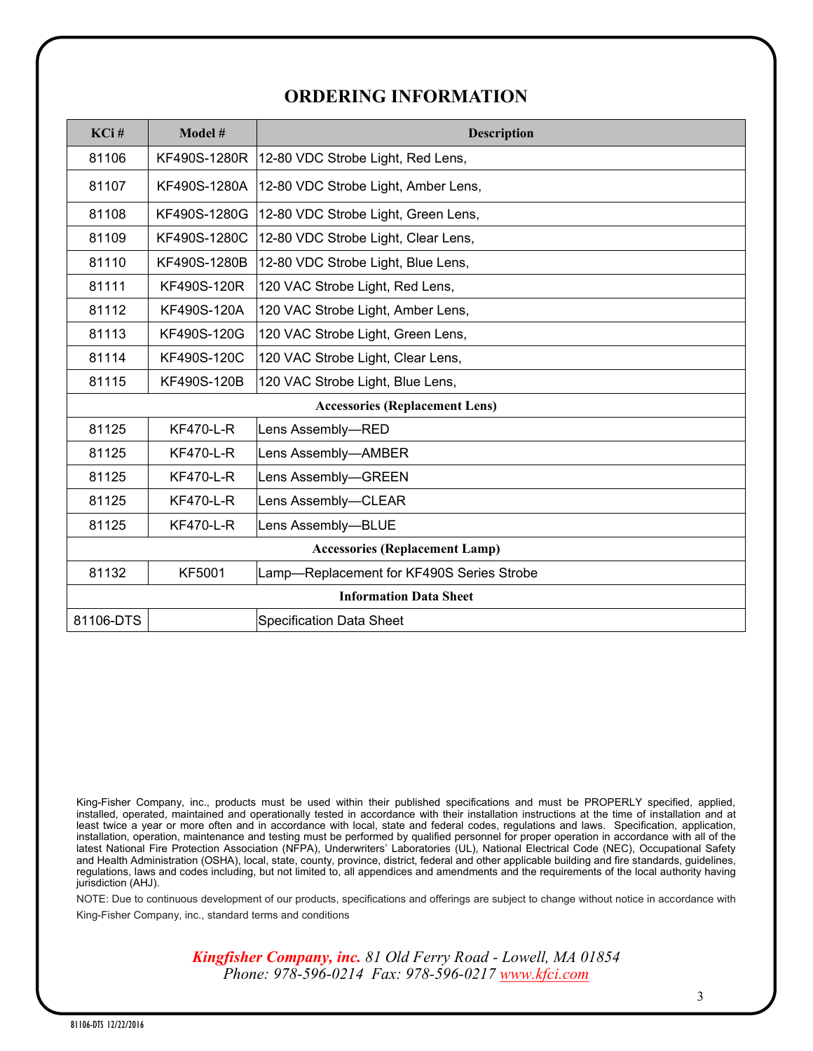# ORDERING INFORMATION

| KCi # | Model # | Description |
|---|---|---|
| 81106 | KF490S-1280R | 12-80 VDC Strobe Light, Red Lens, |
| 81107 | KF490S-1280A | 12-80 VDC Strobe Light, Amber Lens, |
| 81108 | KF490S-1280G | 12-80 VDC Strobe Light, Green Lens, |
| 81109 | KF490S-1280C | 12-80 VDC Strobe Light, Clear Lens, |
| 81110 | KF490S-1280B | 12-80 VDC Strobe Light, Blue Lens, |
| 81111 | KF490S-120R | 120 VAC Strobe Light, Red Lens, |
| 81112 | KF490S-120A | 120 VAC Strobe Light, Amber Lens, |
| 81113 | KF490S-120G | 120 VAC Strobe Light, Green Lens, |
| 81114 | KF490S-120C | 120 VAC Strobe Light, Clear Lens, |
| 81115 | KF490S-120B | 120 VAC Strobe Light, Blue Lens, |
| **Accessories (Replacement Lens)** | | |
| 81125 | KF470-L-R | Lens Assembly—RED |
| 81125 | KF470-L-R | Lens Assembly—AMBER |
| 81125 | KF470-L-R | Lens Assembly—GREEN |
| 81125 | KF470-L-R | Lens Assembly—CLEAR |
| 81125 | KF470-L-R | Lens Assembly—BLUE |
| **Accessories (Replacement Lamp)** | | |
| 81132 | KF5001 | Lamp—Replacement for KF490S Series Strobe |
| **Information Data Sheet** | | |
| 81106-DTS | | Specification Data Sheet |

King-Fisher Company, inc., products must be used within their published specifications and must be PROPERLY specified, applied, installed, operated, maintained and operationally tested in accordance with their installation instructions at the time of installation and at least twice a year or more often and in accordance with local, state and federal codes, regulations and laws. Specification, application, installation, operation, maintenance and testing must be performed by qualified personnel for proper operation in accordance with all of the latest National Fire Protection Association (NFPA), Underwriters' Laboratories (UL), National Electrical Code (NEC), Occupational Safety and Health Administration (OSHA), local, state, county, province, district, federal and other applicable building and fire standards, guidelines, regulations, laws and codes including, but not limited to, all appendices and amendments and the requirements of the local authority having jurisdiction (AHJ).

NOTE: Due to continuous development of our products, specifications and offerings are subject to change without notice in accordance with King-Fisher Company, inc., standard terms and conditions

*Kingfisher Company, inc. 81 Old Ferry Road - Lowell, MA 01854*
*Phone: 978-596-0214 Fax: 978-596-0217 www.kfci.com*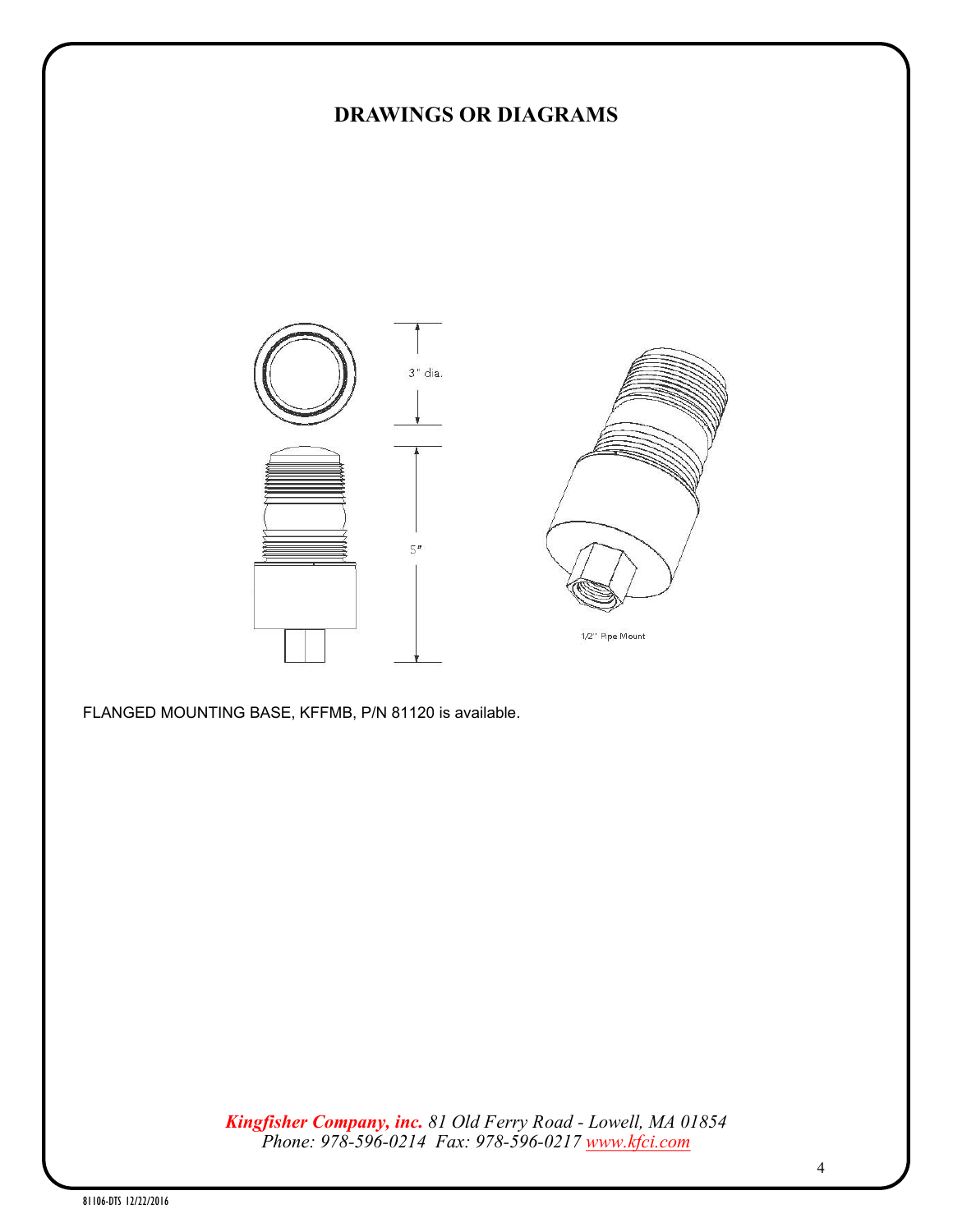# DRAWINGS OR DIAGRAMS

3" dia.

5"

1/2" Pipe Mount

FLANGED MOUNTING BASE, KFFMB, P/N 81120 is available.

***Kingfisher Company, inc.*** *81 Old Ferry Road - Lowell, MA 01854*
*Phone: 978-596-0214 Fax: 978-596-0217 www.kfci.com*